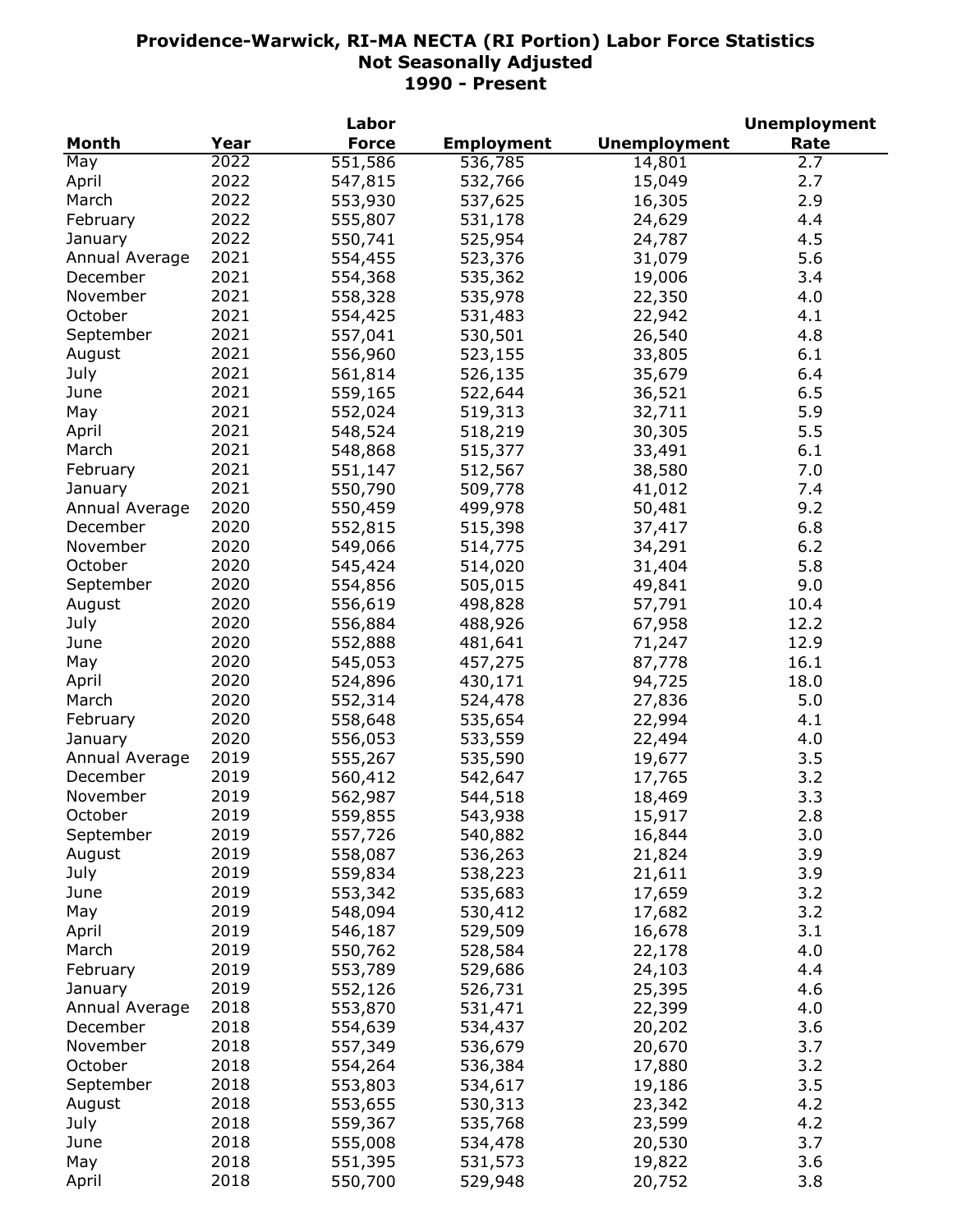# Providence-Warwick, RI-MA NECTA (RI Portion) Labor Force Statistics
## Not Seasonally Adjusted
## 1990 - Present

| Month | Year | Labor Force | Employment | Unemployment | Unemployment Rate |
|---|---|---|---|---|---|
| May | 2022 | 551,586 | 536,785 | 14,801 | 2.7 |
| April | 2022 | 547,815 | 532,766 | 15,049 | 2.7 |
| March | 2022 | 553,930 | 537,625 | 16,305 | 2.9 |
| February | 2022 | 555,807 | 531,178 | 24,629 | 4.4 |
| January | 2022 | 550,741 | 525,954 | 24,787 | 4.5 |
| Annual Average | 2021 | 554,455 | 523,376 | 31,079 | 5.6 |
| December | 2021 | 554,368 | 535,362 | 19,006 | 3.4 |
| November | 2021 | 558,328 | 535,978 | 22,350 | 4.0 |
| October | 2021 | 554,425 | 531,483 | 22,942 | 4.1 |
| September | 2021 | 557,041 | 530,501 | 26,540 | 4.8 |
| August | 2021 | 556,960 | 523,155 | 33,805 | 6.1 |
| July | 2021 | 561,814 | 526,135 | 35,679 | 6.4 |
| June | 2021 | 559,165 | 522,644 | 36,521 | 6.5 |
| May | 2021 | 552,024 | 519,313 | 32,711 | 5.9 |
| April | 2021 | 548,524 | 518,219 | 30,305 | 5.5 |
| March | 2021 | 548,868 | 515,377 | 33,491 | 6.1 |
| February | 2021 | 551,147 | 512,567 | 38,580 | 7.0 |
| January | 2021 | 550,790 | 509,778 | 41,012 | 7.4 |
| Annual Average | 2020 | 550,459 | 499,978 | 50,481 | 9.2 |
| December | 2020 | 552,815 | 515,398 | 37,417 | 6.8 |
| November | 2020 | 549,066 | 514,775 | 34,291 | 6.2 |
| October | 2020 | 545,424 | 514,020 | 31,404 | 5.8 |
| September | 2020 | 554,856 | 505,015 | 49,841 | 9.0 |
| August | 2020 | 556,619 | 498,828 | 57,791 | 10.4 |
| July | 2020 | 556,884 | 488,926 | 67,958 | 12.2 |
| June | 2020 | 552,888 | 481,641 | 71,247 | 12.9 |
| May | 2020 | 545,053 | 457,275 | 87,778 | 16.1 |
| April | 2020 | 524,896 | 430,171 | 94,725 | 18.0 |
| March | 2020 | 552,314 | 524,478 | 27,836 | 5.0 |
| February | 2020 | 558,648 | 535,654 | 22,994 | 4.1 |
| January | 2020 | 556,053 | 533,559 | 22,494 | 4.0 |
| Annual Average | 2019 | 555,267 | 535,590 | 19,677 | 3.5 |
| December | 2019 | 560,412 | 542,647 | 17,765 | 3.2 |
| November | 2019 | 562,987 | 544,518 | 18,469 | 3.3 |
| October | 2019 | 559,855 | 543,938 | 15,917 | 2.8 |
| September | 2019 | 557,726 | 540,882 | 16,844 | 3.0 |
| August | 2019 | 558,087 | 536,263 | 21,824 | 3.9 |
| July | 2019 | 559,834 | 538,223 | 21,611 | 3.9 |
| June | 2019 | 553,342 | 535,683 | 17,659 | 3.2 |
| May | 2019 | 548,094 | 530,412 | 17,682 | 3.2 |
| April | 2019 | 546,187 | 529,509 | 16,678 | 3.1 |
| March | 2019 | 550,762 | 528,584 | 22,178 | 4.0 |
| February | 2019 | 553,789 | 529,686 | 24,103 | 4.4 |
| January | 2019 | 552,126 | 526,731 | 25,395 | 4.6 |
| Annual Average | 2018 | 553,870 | 531,471 | 22,399 | 4.0 |
| December | 2018 | 554,639 | 534,437 | 20,202 | 3.6 |
| November | 2018 | 557,349 | 536,679 | 20,670 | 3.7 |
| October | 2018 | 554,264 | 536,384 | 17,880 | 3.2 |
| September | 2018 | 553,803 | 534,617 | 19,186 | 3.5 |
| August | 2018 | 553,655 | 530,313 | 23,342 | 4.2 |
| July | 2018 | 559,367 | 535,768 | 23,599 | 4.2 |
| June | 2018 | 555,008 | 534,478 | 20,530 | 3.7 |
| May | 2018 | 551,395 | 531,573 | 19,822 | 3.6 |
| April | 2018 | 550,700 | 529,948 | 20,752 | 3.8 |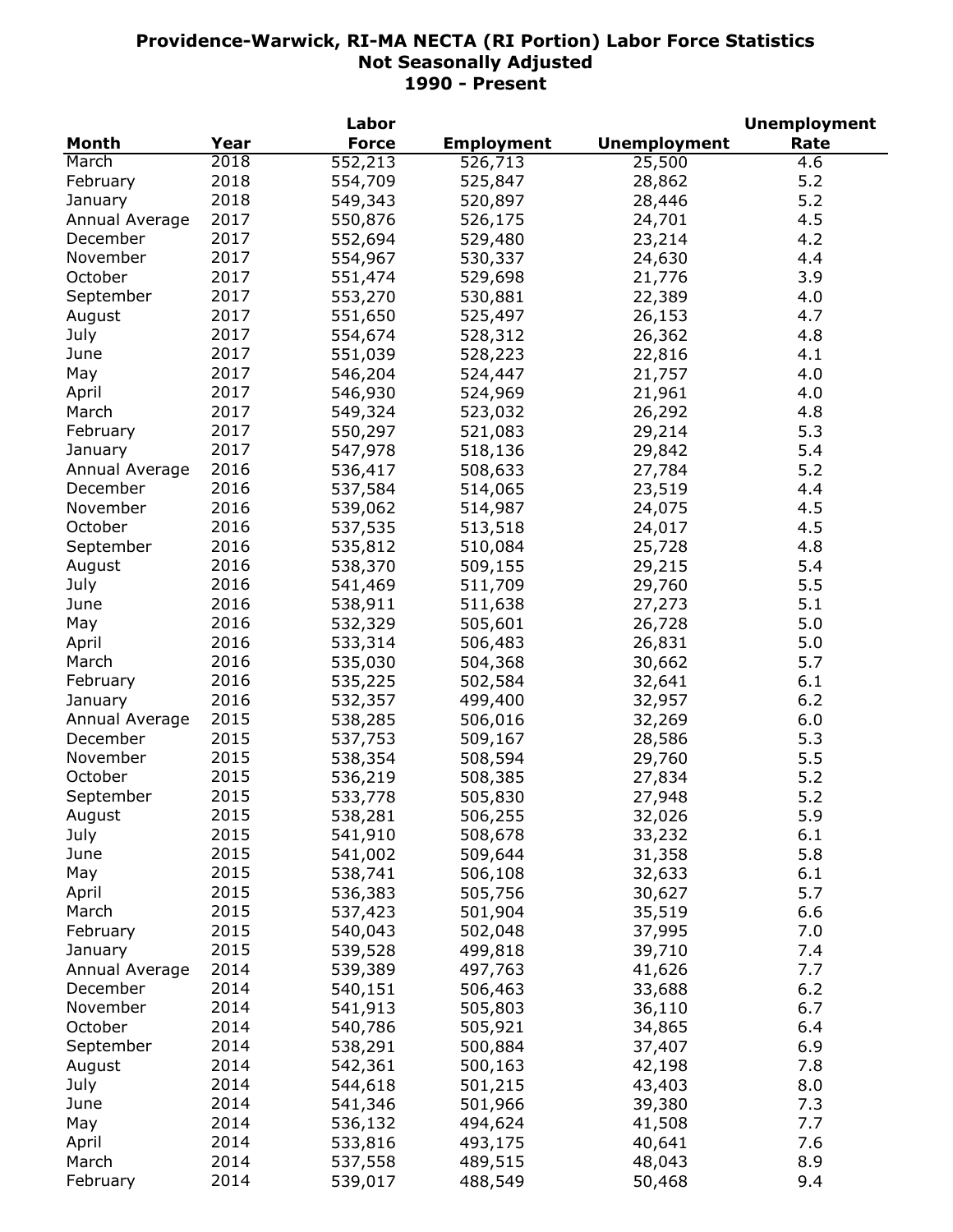# Providence-Warwick, RI-MA NECTA (RI Portion) Labor Force Statistics
## Not Seasonally Adjusted
## 1990 - Present

| Month | Year | Labor Force | Employment | Unemployment | Unemployment Rate |
|---|---|---|---|---|---|
| March | 2018 | 552,213 | 526,713 | 25,500 | 4.6 |
| February | 2018 | 554,709 | 525,847 | 28,862 | 5.2 |
| January | 2018 | 549,343 | 520,897 | 28,446 | 5.2 |
| Annual Average | 2017 | 550,876 | 526,175 | 24,701 | 4.5 |
| December | 2017 | 552,694 | 529,480 | 23,214 | 4.2 |
| November | 2017 | 554,967 | 530,337 | 24,630 | 4.4 |
| October | 2017 | 551,474 | 529,698 | 21,776 | 3.9 |
| September | 2017 | 553,270 | 530,881 | 22,389 | 4.0 |
| August | 2017 | 551,650 | 525,497 | 26,153 | 4.7 |
| July | 2017 | 554,674 | 528,312 | 26,362 | 4.8 |
| June | 2017 | 551,039 | 528,223 | 22,816 | 4.1 |
| May | 2017 | 546,204 | 524,447 | 21,757 | 4.0 |
| April | 2017 | 546,930 | 524,969 | 21,961 | 4.0 |
| March | 2017 | 549,324 | 523,032 | 26,292 | 4.8 |
| February | 2017 | 550,297 | 521,083 | 29,214 | 5.3 |
| January | 2017 | 547,978 | 518,136 | 29,842 | 5.4 |
| Annual Average | 2016 | 536,417 | 508,633 | 27,784 | 5.2 |
| December | 2016 | 537,584 | 514,065 | 23,519 | 4.4 |
| November | 2016 | 539,062 | 514,987 | 24,075 | 4.5 |
| October | 2016 | 537,535 | 513,518 | 24,017 | 4.5 |
| September | 2016 | 535,812 | 510,084 | 25,728 | 4.8 |
| August | 2016 | 538,370 | 509,155 | 29,215 | 5.4 |
| July | 2016 | 541,469 | 511,709 | 29,760 | 5.5 |
| June | 2016 | 538,911 | 511,638 | 27,273 | 5.1 |
| May | 2016 | 532,329 | 505,601 | 26,728 | 5.0 |
| April | 2016 | 533,314 | 506,483 | 26,831 | 5.0 |
| March | 2016 | 535,030 | 504,368 | 30,662 | 5.7 |
| February | 2016 | 535,225 | 502,584 | 32,641 | 6.1 |
| January | 2016 | 532,357 | 499,400 | 32,957 | 6.2 |
| Annual Average | 2015 | 538,285 | 506,016 | 32,269 | 6.0 |
| December | 2015 | 537,753 | 509,167 | 28,586 | 5.3 |
| November | 2015 | 538,354 | 508,594 | 29,760 | 5.5 |
| October | 2015 | 536,219 | 508,385 | 27,834 | 5.2 |
| September | 2015 | 533,778 | 505,830 | 27,948 | 5.2 |
| August | 2015 | 538,281 | 506,255 | 32,026 | 5.9 |
| July | 2015 | 541,910 | 508,678 | 33,232 | 6.1 |
| June | 2015 | 541,002 | 509,644 | 31,358 | 5.8 |
| May | 2015 | 538,741 | 506,108 | 32,633 | 6.1 |
| April | 2015 | 536,383 | 505,756 | 30,627 | 5.7 |
| March | 2015 | 537,423 | 501,904 | 35,519 | 6.6 |
| February | 2015 | 540,043 | 502,048 | 37,995 | 7.0 |
| January | 2015 | 539,528 | 499,818 | 39,710 | 7.4 |
| Annual Average | 2014 | 539,389 | 497,763 | 41,626 | 7.7 |
| December | 2014 | 540,151 | 506,463 | 33,688 | 6.2 |
| November | 2014 | 541,913 | 505,803 | 36,110 | 6.7 |
| October | 2014 | 540,786 | 505,921 | 34,865 | 6.4 |
| September | 2014 | 538,291 | 500,884 | 37,407 | 6.9 |
| August | 2014 | 542,361 | 500,163 | 42,198 | 7.8 |
| July | 2014 | 544,618 | 501,215 | 43,403 | 8.0 |
| June | 2014 | 541,346 | 501,966 | 39,380 | 7.3 |
| May | 2014 | 536,132 | 494,624 | 41,508 | 7.7 |
| April | 2014 | 533,816 | 493,175 | 40,641 | 7.6 |
| March | 2014 | 537,558 | 489,515 | 48,043 | 8.9 |
| February | 2014 | 539,017 | 488,549 | 50,468 | 9.4 |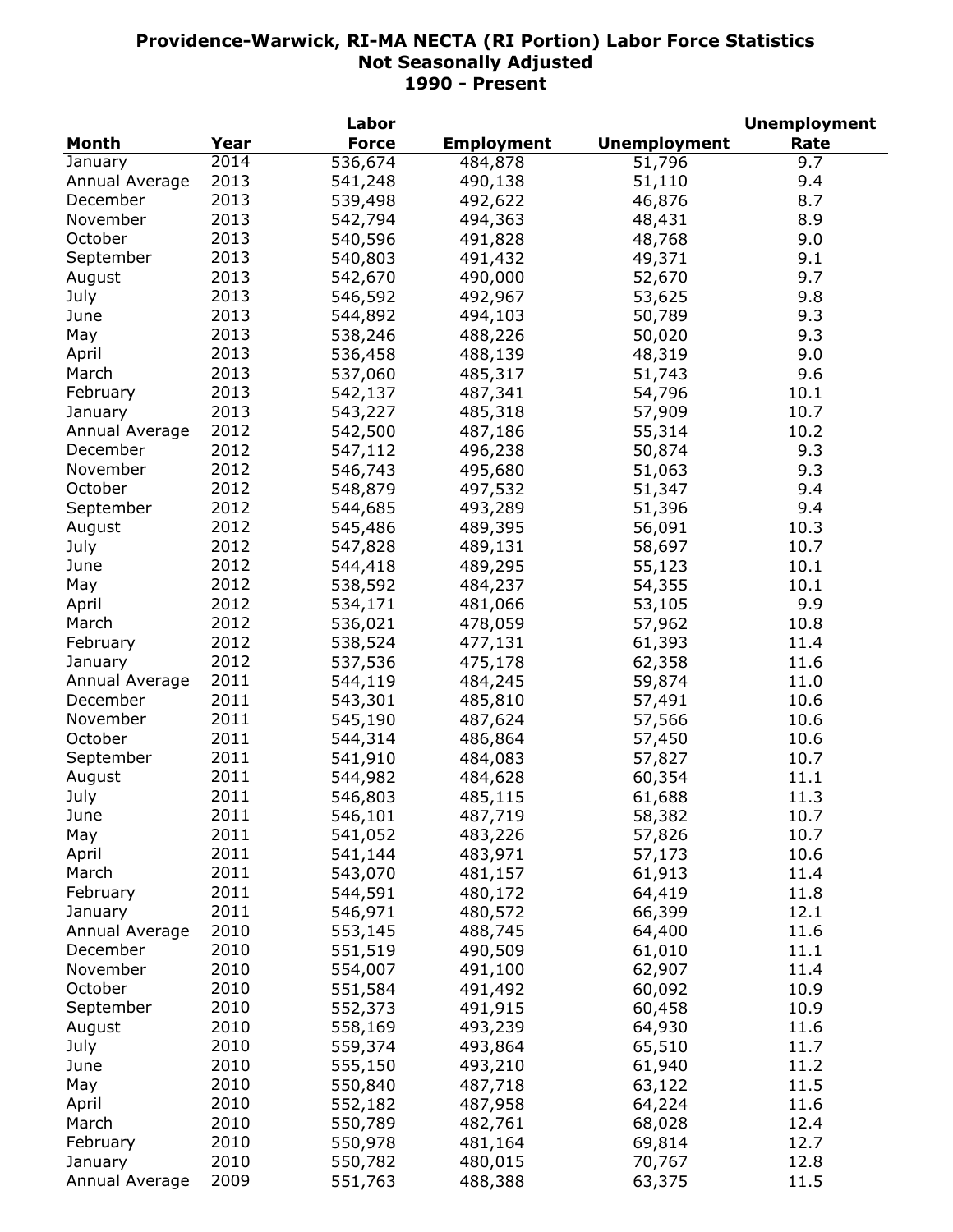# Providence-Warwick, RI-MA NECTA (RI Portion) Labor Force Statistics
## Not Seasonally Adjusted
## 1990 - Present

| Month | Year | Labor Force | Employment | Unemployment | Unemployment Rate |
|---|---|---|---|---|---|
| January | 2014 | 536,674 | 484,878 | 51,796 | 9.7 |
| Annual Average | 2013 | 541,248 | 490,138 | 51,110 | 9.4 |
| December | 2013 | 539,498 | 492,622 | 46,876 | 8.7 |
| November | 2013 | 542,794 | 494,363 | 48,431 | 8.9 |
| October | 2013 | 540,596 | 491,828 | 48,768 | 9.0 |
| September | 2013 | 540,803 | 491,432 | 49,371 | 9.1 |
| August | 2013 | 542,670 | 490,000 | 52,670 | 9.7 |
| July | 2013 | 546,592 | 492,967 | 53,625 | 9.8 |
| June | 2013 | 544,892 | 494,103 | 50,789 | 9.3 |
| May | 2013 | 538,246 | 488,226 | 50,020 | 9.3 |
| April | 2013 | 536,458 | 488,139 | 48,319 | 9.0 |
| March | 2013 | 537,060 | 485,317 | 51,743 | 9.6 |
| February | 2013 | 542,137 | 487,341 | 54,796 | 10.1 |
| January | 2013 | 543,227 | 485,318 | 57,909 | 10.7 |
| Annual Average | 2012 | 542,500 | 487,186 | 55,314 | 10.2 |
| December | 2012 | 547,112 | 496,238 | 50,874 | 9.3 |
| November | 2012 | 546,743 | 495,680 | 51,063 | 9.3 |
| October | 2012 | 548,879 | 497,532 | 51,347 | 9.4 |
| September | 2012 | 544,685 | 493,289 | 51,396 | 9.4 |
| August | 2012 | 545,486 | 489,395 | 56,091 | 10.3 |
| July | 2012 | 547,828 | 489,131 | 58,697 | 10.7 |
| June | 2012 | 544,418 | 489,295 | 55,123 | 10.1 |
| May | 2012 | 538,592 | 484,237 | 54,355 | 10.1 |
| April | 2012 | 534,171 | 481,066 | 53,105 | 9.9 |
| March | 2012 | 536,021 | 478,059 | 57,962 | 10.8 |
| February | 2012 | 538,524 | 477,131 | 61,393 | 11.4 |
| January | 2012 | 537,536 | 475,178 | 62,358 | 11.6 |
| Annual Average | 2011 | 544,119 | 484,245 | 59,874 | 11.0 |
| December | 2011 | 543,301 | 485,810 | 57,491 | 10.6 |
| November | 2011 | 545,190 | 487,624 | 57,566 | 10.6 |
| October | 2011 | 544,314 | 486,864 | 57,450 | 10.6 |
| September | 2011 | 541,910 | 484,083 | 57,827 | 10.7 |
| August | 2011 | 544,982 | 484,628 | 60,354 | 11.1 |
| July | 2011 | 546,803 | 485,115 | 61,688 | 11.3 |
| June | 2011 | 546,101 | 487,719 | 58,382 | 10.7 |
| May | 2011 | 541,052 | 483,226 | 57,826 | 10.7 |
| April | 2011 | 541,144 | 483,971 | 57,173 | 10.6 |
| March | 2011 | 543,070 | 481,157 | 61,913 | 11.4 |
| February | 2011 | 544,591 | 480,172 | 64,419 | 11.8 |
| January | 2011 | 546,971 | 480,572 | 66,399 | 12.1 |
| Annual Average | 2010 | 553,145 | 488,745 | 64,400 | 11.6 |
| December | 2010 | 551,519 | 490,509 | 61,010 | 11.1 |
| November | 2010 | 554,007 | 491,100 | 62,907 | 11.4 |
| October | 2010 | 551,584 | 491,492 | 60,092 | 10.9 |
| September | 2010 | 552,373 | 491,915 | 60,458 | 10.9 |
| August | 2010 | 558,169 | 493,239 | 64,930 | 11.6 |
| July | 2010 | 559,374 | 493,864 | 65,510 | 11.7 |
| June | 2010 | 555,150 | 493,210 | 61,940 | 11.2 |
| May | 2010 | 550,840 | 487,718 | 63,122 | 11.5 |
| April | 2010 | 552,182 | 487,958 | 64,224 | 11.6 |
| March | 2010 | 550,789 | 482,761 | 68,028 | 12.4 |
| February | 2010 | 550,978 | 481,164 | 69,814 | 12.7 |
| January | 2010 | 550,782 | 480,015 | 70,767 | 12.8 |
| Annual Average | 2009 | 551,763 | 488,388 | 63,375 | 11.5 |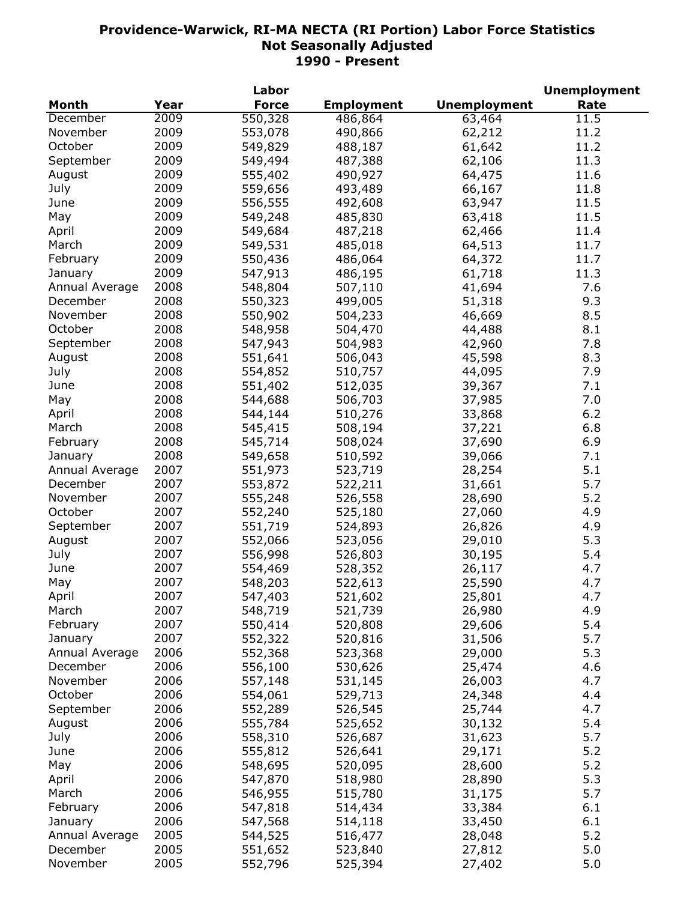# Providence-Warwick, RI-MA NECTA (RI Portion) Labor Force Statistics
## Not Seasonally Adjusted
## 1990 - Present

| Month | Year | Labor Force | Employment | Unemployment | Unemployment Rate |
|---|---|---|---|---|---|
| December | 2009 | 550,328 | 486,864 | 63,464 | 11.5 |
| November | 2009 | 553,078 | 490,866 | 62,212 | 11.2 |
| October | 2009 | 549,829 | 488,187 | 61,642 | 11.2 |
| September | 2009 | 549,494 | 487,388 | 62,106 | 11.3 |
| August | 2009 | 555,402 | 490,927 | 64,475 | 11.6 |
| July | 2009 | 559,656 | 493,489 | 66,167 | 11.8 |
| June | 2009 | 556,555 | 492,608 | 63,947 | 11.5 |
| May | 2009 | 549,248 | 485,830 | 63,418 | 11.5 |
| April | 2009 | 549,684 | 487,218 | 62,466 | 11.4 |
| March | 2009 | 549,531 | 485,018 | 64,513 | 11.7 |
| February | 2009 | 550,436 | 486,064 | 64,372 | 11.7 |
| January | 2009 | 547,913 | 486,195 | 61,718 | 11.3 |
| Annual Average | 2008 | 548,804 | 507,110 | 41,694 | 7.6 |
| December | 2008 | 550,323 | 499,005 | 51,318 | 9.3 |
| November | 2008 | 550,902 | 504,233 | 46,669 | 8.5 |
| October | 2008 | 548,958 | 504,470 | 44,488 | 8.1 |
| September | 2008 | 547,943 | 504,983 | 42,960 | 7.8 |
| August | 2008 | 551,641 | 506,043 | 45,598 | 8.3 |
| July | 2008 | 554,852 | 510,757 | 44,095 | 7.9 |
| June | 2008 | 551,402 | 512,035 | 39,367 | 7.1 |
| May | 2008 | 544,688 | 506,703 | 37,985 | 7.0 |
| April | 2008 | 544,144 | 510,276 | 33,868 | 6.2 |
| March | 2008 | 545,415 | 508,194 | 37,221 | 6.8 |
| February | 2008 | 545,714 | 508,024 | 37,690 | 6.9 |
| January | 2008 | 549,658 | 510,592 | 39,066 | 7.1 |
| Annual Average | 2007 | 551,973 | 523,719 | 28,254 | 5.1 |
| December | 2007 | 553,872 | 522,211 | 31,661 | 5.7 |
| November | 2007 | 555,248 | 526,558 | 28,690 | 5.2 |
| October | 2007 | 552,240 | 525,180 | 27,060 | 4.9 |
| September | 2007 | 551,719 | 524,893 | 26,826 | 4.9 |
| August | 2007 | 552,066 | 523,056 | 29,010 | 5.3 |
| July | 2007 | 556,998 | 526,803 | 30,195 | 5.4 |
| June | 2007 | 554,469 | 528,352 | 26,117 | 4.7 |
| May | 2007 | 548,203 | 522,613 | 25,590 | 4.7 |
| April | 2007 | 547,403 | 521,602 | 25,801 | 4.7 |
| March | 2007 | 548,719 | 521,739 | 26,980 | 4.9 |
| February | 2007 | 550,414 | 520,808 | 29,606 | 5.4 |
| January | 2007 | 552,322 | 520,816 | 31,506 | 5.7 |
| Annual Average | 2006 | 552,368 | 523,368 | 29,000 | 5.3 |
| December | 2006 | 556,100 | 530,626 | 25,474 | 4.6 |
| November | 2006 | 557,148 | 531,145 | 26,003 | 4.7 |
| October | 2006 | 554,061 | 529,713 | 24,348 | 4.4 |
| September | 2006 | 552,289 | 526,545 | 25,744 | 4.7 |
| August | 2006 | 555,784 | 525,652 | 30,132 | 5.4 |
| July | 2006 | 558,310 | 526,687 | 31,623 | 5.7 |
| June | 2006 | 555,812 | 526,641 | 29,171 | 5.2 |
| May | 2006 | 548,695 | 520,095 | 28,600 | 5.2 |
| April | 2006 | 547,870 | 518,980 | 28,890 | 5.3 |
| March | 2006 | 546,955 | 515,780 | 31,175 | 5.7 |
| February | 2006 | 547,818 | 514,434 | 33,384 | 6.1 |
| January | 2006 | 547,568 | 514,118 | 33,450 | 6.1 |
| Annual Average | 2005 | 544,525 | 516,477 | 28,048 | 5.2 |
| December | 2005 | 551,652 | 523,840 | 27,812 | 5.0 |
| November | 2005 | 552,796 | 525,394 | 27,402 | 5.0 |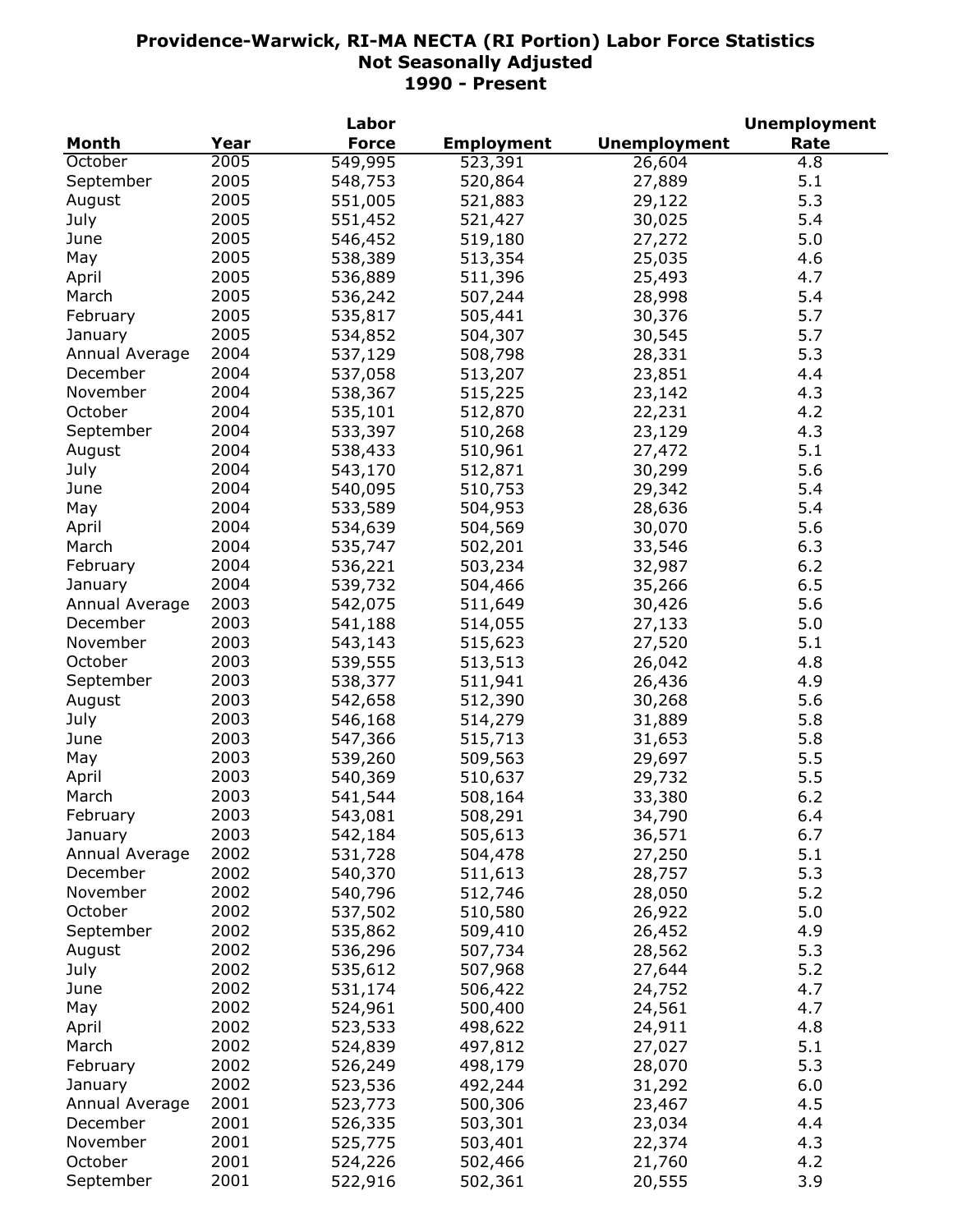# Providence-Warwick, RI-MA NECTA (RI Portion) Labor Force Statistics
## Not Seasonally Adjusted
## 1990 - Present

| Month | Year | Labor Force | Employment | Unemployment | Unemployment Rate |
|---|---|---|---|---|---|
| October | 2005 | 549,995 | 523,391 | 26,604 | 4.8 |
| September | 2005 | 548,753 | 520,864 | 27,889 | 5.1 |
| August | 2005 | 551,005 | 521,883 | 29,122 | 5.3 |
| July | 2005 | 551,452 | 521,427 | 30,025 | 5.4 |
| June | 2005 | 546,452 | 519,180 | 27,272 | 5.0 |
| May | 2005 | 538,389 | 513,354 | 25,035 | 4.6 |
| April | 2005 | 536,889 | 511,396 | 25,493 | 4.7 |
| March | 2005 | 536,242 | 507,244 | 28,998 | 5.4 |
| February | 2005 | 535,817 | 505,441 | 30,376 | 5.7 |
| January | 2005 | 534,852 | 504,307 | 30,545 | 5.7 |
| Annual Average | 2004 | 537,129 | 508,798 | 28,331 | 5.3 |
| December | 2004 | 537,058 | 513,207 | 23,851 | 4.4 |
| November | 2004 | 538,367 | 515,225 | 23,142 | 4.3 |
| October | 2004 | 535,101 | 512,870 | 22,231 | 4.2 |
| September | 2004 | 533,397 | 510,268 | 23,129 | 4.3 |
| August | 2004 | 538,433 | 510,961 | 27,472 | 5.1 |
| July | 2004 | 543,170 | 512,871 | 30,299 | 5.6 |
| June | 2004 | 540,095 | 510,753 | 29,342 | 5.4 |
| May | 2004 | 533,589 | 504,953 | 28,636 | 5.4 |
| April | 2004 | 534,639 | 504,569 | 30,070 | 5.6 |
| March | 2004 | 535,747 | 502,201 | 33,546 | 6.3 |
| February | 2004 | 536,221 | 503,234 | 32,987 | 6.2 |
| January | 2004 | 539,732 | 504,466 | 35,266 | 6.5 |
| Annual Average | 2003 | 542,075 | 511,649 | 30,426 | 5.6 |
| December | 2003 | 541,188 | 514,055 | 27,133 | 5.0 |
| November | 2003 | 543,143 | 515,623 | 27,520 | 5.1 |
| October | 2003 | 539,555 | 513,513 | 26,042 | 4.8 |
| September | 2003 | 538,377 | 511,941 | 26,436 | 4.9 |
| August | 2003 | 542,658 | 512,390 | 30,268 | 5.6 |
| July | 2003 | 546,168 | 514,279 | 31,889 | 5.8 |
| June | 2003 | 547,366 | 515,713 | 31,653 | 5.8 |
| May | 2003 | 539,260 | 509,563 | 29,697 | 5.5 |
| April | 2003 | 540,369 | 510,637 | 29,732 | 5.5 |
| March | 2003 | 541,544 | 508,164 | 33,380 | 6.2 |
| February | 2003 | 543,081 | 508,291 | 34,790 | 6.4 |
| January | 2003 | 542,184 | 505,613 | 36,571 | 6.7 |
| Annual Average | 2002 | 531,728 | 504,478 | 27,250 | 5.1 |
| December | 2002 | 540,370 | 511,613 | 28,757 | 5.3 |
| November | 2002 | 540,796 | 512,746 | 28,050 | 5.2 |
| October | 2002 | 537,502 | 510,580 | 26,922 | 5.0 |
| September | 2002 | 535,862 | 509,410 | 26,452 | 4.9 |
| August | 2002 | 536,296 | 507,734 | 28,562 | 5.3 |
| July | 2002 | 535,612 | 507,968 | 27,644 | 5.2 |
| June | 2002 | 531,174 | 506,422 | 24,752 | 4.7 |
| May | 2002 | 524,961 | 500,400 | 24,561 | 4.7 |
| April | 2002 | 523,533 | 498,622 | 24,911 | 4.8 |
| March | 2002 | 524,839 | 497,812 | 27,027 | 5.1 |
| February | 2002 | 526,249 | 498,179 | 28,070 | 5.3 |
| January | 2002 | 523,536 | 492,244 | 31,292 | 6.0 |
| Annual Average | 2001 | 523,773 | 500,306 | 23,467 | 4.5 |
| December | 2001 | 526,335 | 503,301 | 23,034 | 4.4 |
| November | 2001 | 525,775 | 503,401 | 22,374 | 4.3 |
| October | 2001 | 524,226 | 502,466 | 21,760 | 4.2 |
| September | 2001 | 522,916 | 502,361 | 20,555 | 3.9 |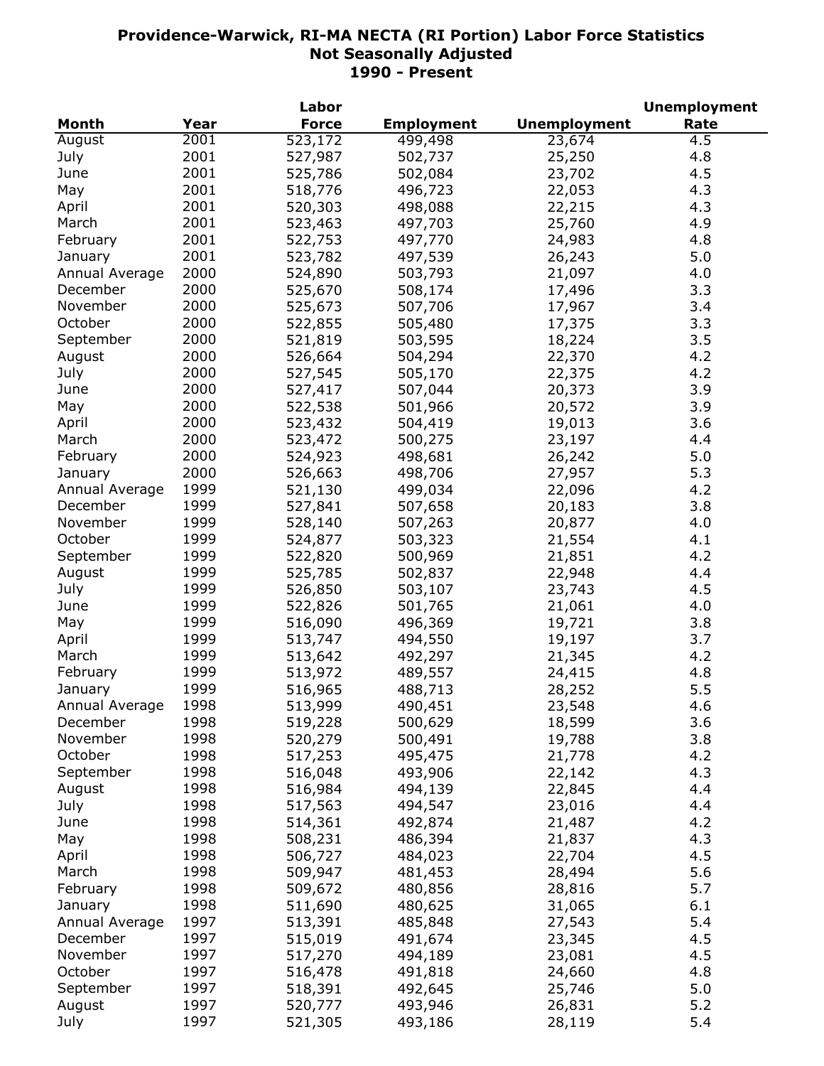# Providence-Warwick, RI-MA NECTA (RI Portion) Labor Force Statistics
## Not Seasonally Adjusted
## 1990 - Present

| Month | Year | Labor Force | Employment | Unemployment | Unemployment Rate |
|---|---|---|---|---|---|
| August | 2001 | 523,172 | 499,498 | 23,674 | 4.5 |
| July | 2001 | 527,987 | 502,737 | 25,250 | 4.8 |
| June | 2001 | 525,786 | 502,084 | 23,702 | 4.5 |
| May | 2001 | 518,776 | 496,723 | 22,053 | 4.3 |
| April | 2001 | 520,303 | 498,088 | 22,215 | 4.3 |
| March | 2001 | 523,463 | 497,703 | 25,760 | 4.9 |
| February | 2001 | 522,753 | 497,770 | 24,983 | 4.8 |
| January | 2001 | 523,782 | 497,539 | 26,243 | 5.0 |
| Annual Average | 2000 | 524,890 | 503,793 | 21,097 | 4.0 |
| December | 2000 | 525,670 | 508,174 | 17,496 | 3.3 |
| November | 2000 | 525,673 | 507,706 | 17,967 | 3.4 |
| October | 2000 | 522,855 | 505,480 | 17,375 | 3.3 |
| September | 2000 | 521,819 | 503,595 | 18,224 | 3.5 |
| August | 2000 | 526,664 | 504,294 | 22,370 | 4.2 |
| July | 2000 | 527,545 | 505,170 | 22,375 | 4.2 |
| June | 2000 | 527,417 | 507,044 | 20,373 | 3.9 |
| May | 2000 | 522,538 | 501,966 | 20,572 | 3.9 |
| April | 2000 | 523,432 | 504,419 | 19,013 | 3.6 |
| March | 2000 | 523,472 | 500,275 | 23,197 | 4.4 |
| February | 2000 | 524,923 | 498,681 | 26,242 | 5.0 |
| January | 2000 | 526,663 | 498,706 | 27,957 | 5.3 |
| Annual Average | 1999 | 521,130 | 499,034 | 22,096 | 4.2 |
| December | 1999 | 527,841 | 507,658 | 20,183 | 3.8 |
| November | 1999 | 528,140 | 507,263 | 20,877 | 4.0 |
| October | 1999 | 524,877 | 503,323 | 21,554 | 4.1 |
| September | 1999 | 522,820 | 500,969 | 21,851 | 4.2 |
| August | 1999 | 525,785 | 502,837 | 22,948 | 4.4 |
| July | 1999 | 526,850 | 503,107 | 23,743 | 4.5 |
| June | 1999 | 522,826 | 501,765 | 21,061 | 4.0 |
| May | 1999 | 516,090 | 496,369 | 19,721 | 3.8 |
| April | 1999 | 513,747 | 494,550 | 19,197 | 3.7 |
| March | 1999 | 513,642 | 492,297 | 21,345 | 4.2 |
| February | 1999 | 513,972 | 489,557 | 24,415 | 4.8 |
| January | 1999 | 516,965 | 488,713 | 28,252 | 5.5 |
| Annual Average | 1998 | 513,999 | 490,451 | 23,548 | 4.6 |
| December | 1998 | 519,228 | 500,629 | 18,599 | 3.6 |
| November | 1998 | 520,279 | 500,491 | 19,788 | 3.8 |
| October | 1998 | 517,253 | 495,475 | 21,778 | 4.2 |
| September | 1998 | 516,048 | 493,906 | 22,142 | 4.3 |
| August | 1998 | 516,984 | 494,139 | 22,845 | 4.4 |
| July | 1998 | 517,563 | 494,547 | 23,016 | 4.4 |
| June | 1998 | 514,361 | 492,874 | 21,487 | 4.2 |
| May | 1998 | 508,231 | 486,394 | 21,837 | 4.3 |
| April | 1998 | 506,727 | 484,023 | 22,704 | 4.5 |
| March | 1998 | 509,947 | 481,453 | 28,494 | 5.6 |
| February | 1998 | 509,672 | 480,856 | 28,816 | 5.7 |
| January | 1998 | 511,690 | 480,625 | 31,065 | 6.1 |
| Annual Average | 1997 | 513,391 | 485,848 | 27,543 | 5.4 |
| December | 1997 | 515,019 | 491,674 | 23,345 | 4.5 |
| November | 1997 | 517,270 | 494,189 | 23,081 | 4.5 |
| October | 1997 | 516,478 | 491,818 | 24,660 | 4.8 |
| September | 1997 | 518,391 | 492,645 | 25,746 | 5.0 |
| August | 1997 | 520,777 | 493,946 | 26,831 | 5.2 |
| July | 1997 | 521,305 | 493,186 | 28,119 | 5.4 |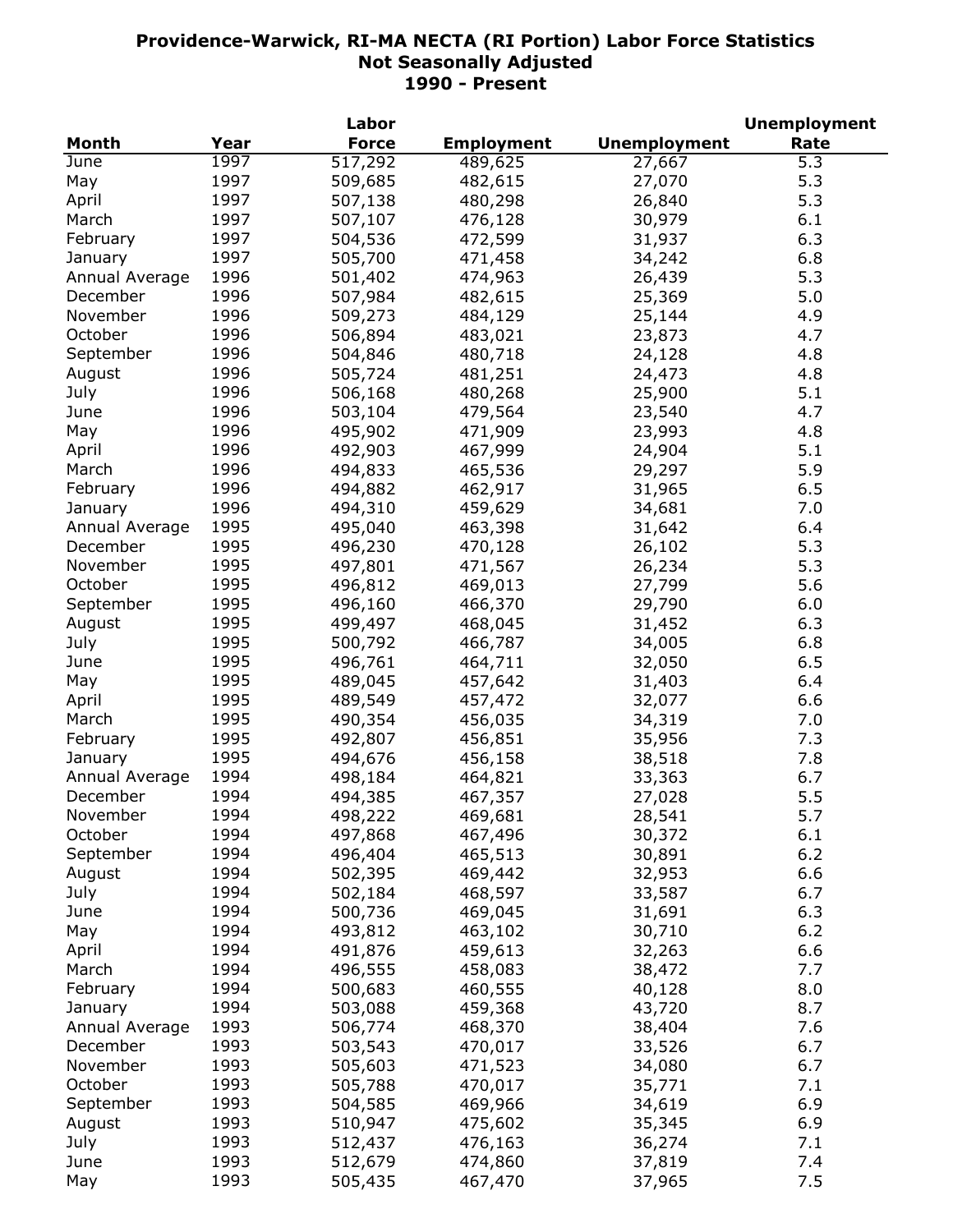# Providence-Warwick, RI-MA NECTA (RI Portion) Labor Force Statistics
## Not Seasonally Adjusted
## 1990 - Present

| Month | Year | Labor Force | Employment | Unemployment | Unemployment Rate |
|---|---|---|---|---|---|
| June | 1997 | 517,292 | 489,625 | 27,667 | 5.3 |
| May | 1997 | 509,685 | 482,615 | 27,070 | 5.3 |
| April | 1997 | 507,138 | 480,298 | 26,840 | 5.3 |
| March | 1997 | 507,107 | 476,128 | 30,979 | 6.1 |
| February | 1997 | 504,536 | 472,599 | 31,937 | 6.3 |
| January | 1997 | 505,700 | 471,458 | 34,242 | 6.8 |
| Annual Average | 1996 | 501,402 | 474,963 | 26,439 | 5.3 |
| December | 1996 | 507,984 | 482,615 | 25,369 | 5.0 |
| November | 1996 | 509,273 | 484,129 | 25,144 | 4.9 |
| October | 1996 | 506,894 | 483,021 | 23,873 | 4.7 |
| September | 1996 | 504,846 | 480,718 | 24,128 | 4.8 |
| August | 1996 | 505,724 | 481,251 | 24,473 | 4.8 |
| July | 1996 | 506,168 | 480,268 | 25,900 | 5.1 |
| June | 1996 | 503,104 | 479,564 | 23,540 | 4.7 |
| May | 1996 | 495,902 | 471,909 | 23,993 | 4.8 |
| April | 1996 | 492,903 | 467,999 | 24,904 | 5.1 |
| March | 1996 | 494,833 | 465,536 | 29,297 | 5.9 |
| February | 1996 | 494,882 | 462,917 | 31,965 | 6.5 |
| January | 1996 | 494,310 | 459,629 | 34,681 | 7.0 |
| Annual Average | 1995 | 495,040 | 463,398 | 31,642 | 6.4 |
| December | 1995 | 496,230 | 470,128 | 26,102 | 5.3 |
| November | 1995 | 497,801 | 471,567 | 26,234 | 5.3 |
| October | 1995 | 496,812 | 469,013 | 27,799 | 5.6 |
| September | 1995 | 496,160 | 466,370 | 29,790 | 6.0 |
| August | 1995 | 499,497 | 468,045 | 31,452 | 6.3 |
| July | 1995 | 500,792 | 466,787 | 34,005 | 6.8 |
| June | 1995 | 496,761 | 464,711 | 32,050 | 6.5 |
| May | 1995 | 489,045 | 457,642 | 31,403 | 6.4 |
| April | 1995 | 489,549 | 457,472 | 32,077 | 6.6 |
| March | 1995 | 490,354 | 456,035 | 34,319 | 7.0 |
| February | 1995 | 492,807 | 456,851 | 35,956 | 7.3 |
| January | 1995 | 494,676 | 456,158 | 38,518 | 7.8 |
| Annual Average | 1994 | 498,184 | 464,821 | 33,363 | 6.7 |
| December | 1994 | 494,385 | 467,357 | 27,028 | 5.5 |
| November | 1994 | 498,222 | 469,681 | 28,541 | 5.7 |
| October | 1994 | 497,868 | 467,496 | 30,372 | 6.1 |
| September | 1994 | 496,404 | 465,513 | 30,891 | 6.2 |
| August | 1994 | 502,395 | 469,442 | 32,953 | 6.6 |
| July | 1994 | 502,184 | 468,597 | 33,587 | 6.7 |
| June | 1994 | 500,736 | 469,045 | 31,691 | 6.3 |
| May | 1994 | 493,812 | 463,102 | 30,710 | 6.2 |
| April | 1994 | 491,876 | 459,613 | 32,263 | 6.6 |
| March | 1994 | 496,555 | 458,083 | 38,472 | 7.7 |
| February | 1994 | 500,683 | 460,555 | 40,128 | 8.0 |
| January | 1994 | 503,088 | 459,368 | 43,720 | 8.7 |
| Annual Average | 1993 | 506,774 | 468,370 | 38,404 | 7.6 |
| December | 1993 | 503,543 | 470,017 | 33,526 | 6.7 |
| November | 1993 | 505,603 | 471,523 | 34,080 | 6.7 |
| October | 1993 | 505,788 | 470,017 | 35,771 | 7.1 |
| September | 1993 | 504,585 | 469,966 | 34,619 | 6.9 |
| August | 1993 | 510,947 | 475,602 | 35,345 | 6.9 |
| July | 1993 | 512,437 | 476,163 | 36,274 | 7.1 |
| June | 1993 | 512,679 | 474,860 | 37,819 | 7.4 |
| May | 1993 | 505,435 | 467,470 | 37,965 | 7.5 |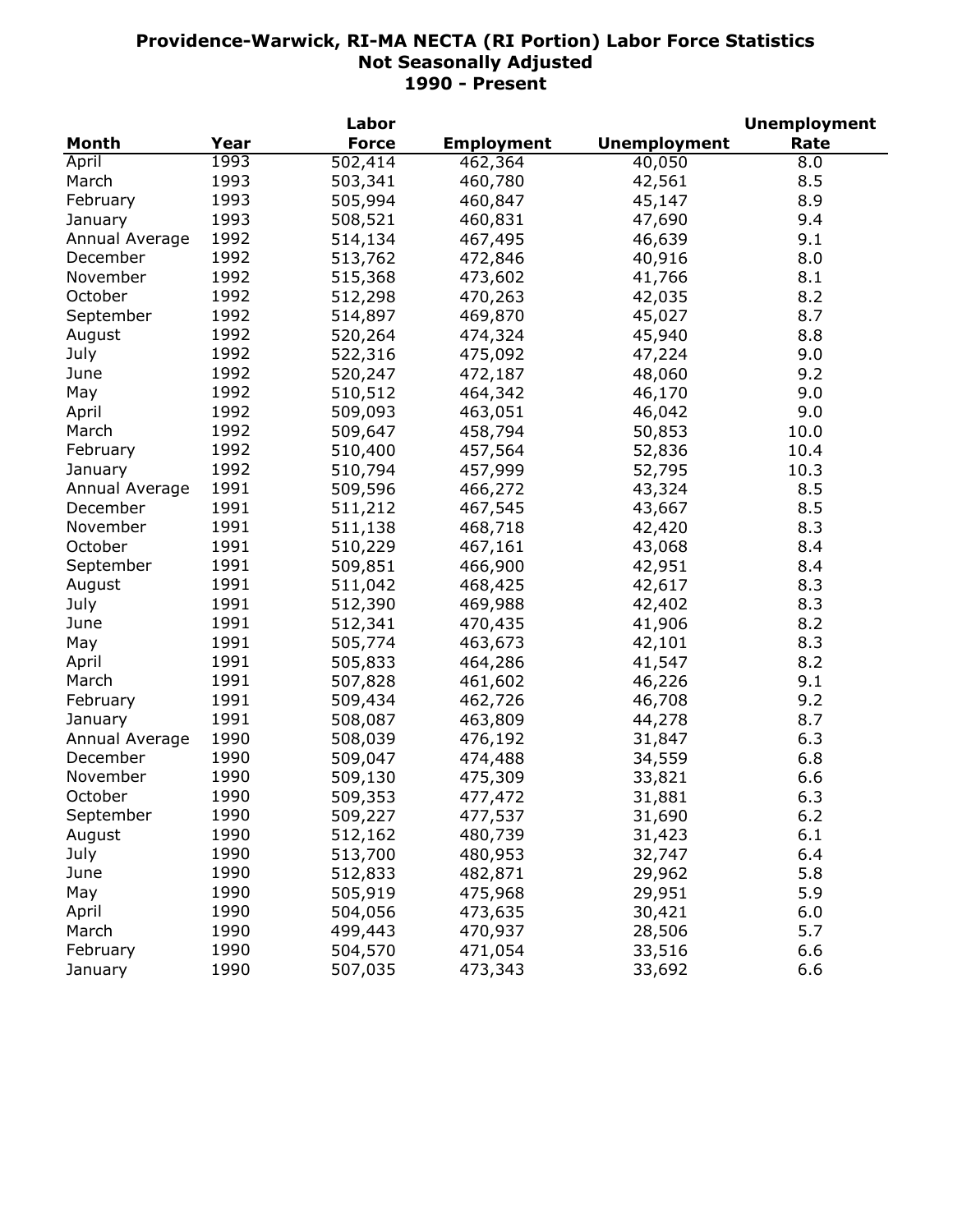# Providence-Warwick, RI-MA NECTA (RI Portion) Labor Force Statistics
## Not Seasonally Adjusted
## 1990 - Present

| Month | Year | Labor Force | Employment | Unemployment | Unemployment Rate |
|---|---|---|---|---|---|
| April | 1993 | 502,414 | 462,364 | 40,050 | 8.0 |
| March | 1993 | 503,341 | 460,780 | 42,561 | 8.5 |
| February | 1993 | 505,994 | 460,847 | 45,147 | 8.9 |
| January | 1993 | 508,521 | 460,831 | 47,690 | 9.4 |
| Annual Average | 1992 | 514,134 | 467,495 | 46,639 | 9.1 |
| December | 1992 | 513,762 | 472,846 | 40,916 | 8.0 |
| November | 1992 | 515,368 | 473,602 | 41,766 | 8.1 |
| October | 1992 | 512,298 | 470,263 | 42,035 | 8.2 |
| September | 1992 | 514,897 | 469,870 | 45,027 | 8.7 |
| August | 1992 | 520,264 | 474,324 | 45,940 | 8.8 |
| July | 1992 | 522,316 | 475,092 | 47,224 | 9.0 |
| June | 1992 | 520,247 | 472,187 | 48,060 | 9.2 |
| May | 1992 | 510,512 | 464,342 | 46,170 | 9.0 |
| April | 1992 | 509,093 | 463,051 | 46,042 | 9.0 |
| March | 1992 | 509,647 | 458,794 | 50,853 | 10.0 |
| February | 1992 | 510,400 | 457,564 | 52,836 | 10.4 |
| January | 1992 | 510,794 | 457,999 | 52,795 | 10.3 |
| Annual Average | 1991 | 509,596 | 466,272 | 43,324 | 8.5 |
| December | 1991 | 511,212 | 467,545 | 43,667 | 8.5 |
| November | 1991 | 511,138 | 468,718 | 42,420 | 8.3 |
| October | 1991 | 510,229 | 467,161 | 43,068 | 8.4 |
| September | 1991 | 509,851 | 466,900 | 42,951 | 8.4 |
| August | 1991 | 511,042 | 468,425 | 42,617 | 8.3 |
| July | 1991 | 512,390 | 469,988 | 42,402 | 8.3 |
| June | 1991 | 512,341 | 470,435 | 41,906 | 8.2 |
| May | 1991 | 505,774 | 463,673 | 42,101 | 8.3 |
| April | 1991 | 505,833 | 464,286 | 41,547 | 8.2 |
| March | 1991 | 507,828 | 461,602 | 46,226 | 9.1 |
| February | 1991 | 509,434 | 462,726 | 46,708 | 9.2 |
| January | 1991 | 508,087 | 463,809 | 44,278 | 8.7 |
| Annual Average | 1990 | 508,039 | 476,192 | 31,847 | 6.3 |
| December | 1990 | 509,047 | 474,488 | 34,559 | 6.8 |
| November | 1990 | 509,130 | 475,309 | 33,821 | 6.6 |
| October | 1990 | 509,353 | 477,472 | 31,881 | 6.3 |
| September | 1990 | 509,227 | 477,537 | 31,690 | 6.2 |
| August | 1990 | 512,162 | 480,739 | 31,423 | 6.1 |
| July | 1990 | 513,700 | 480,953 | 32,747 | 6.4 |
| June | 1990 | 512,833 | 482,871 | 29,962 | 5.8 |
| May | 1990 | 505,919 | 475,968 | 29,951 | 5.9 |
| April | 1990 | 504,056 | 473,635 | 30,421 | 6.0 |
| March | 1990 | 499,443 | 470,937 | 28,506 | 5.7 |
| February | 1990 | 504,570 | 471,054 | 33,516 | 6.6 |
| January | 1990 | 507,035 | 473,343 | 33,692 | 6.6 |